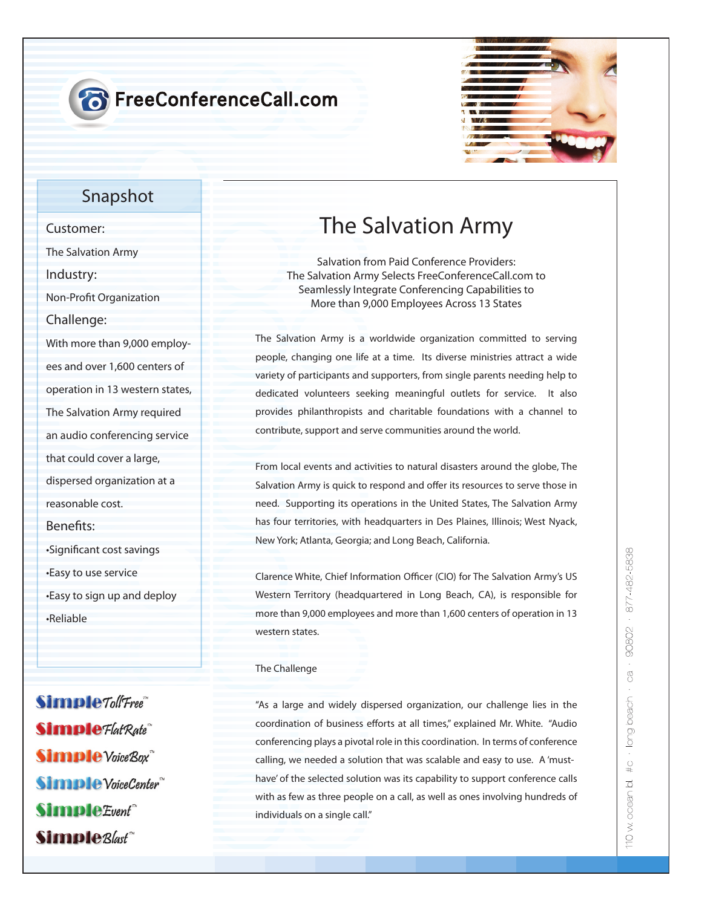FreeConferenceCall.com

## Snapshot

**Customer:**

The Salvation Army

**Industry:**

Non-Profit Organization

**Challenge:**

With more than 9,000 employees and over 1,600 centers of operation in 13 western states, The Salvation Army required an audio conferencing service that could cover a large, dispersed organization at a reasonable cost.

**Benefits:**

- Significant cost savings
- Easy to use service
- Easy to sign up and deploy
- Reliable

SimpleTollFree™
SimpleFlatRate™
SimpleVoiceBox™
SimpleVoiceCenter™
SimpleEvent™
SimpleBlast™

# The Salvation Army

Salvation from Paid Conference Providers:
The Salvation Army Selects FreeConferenceCall.com to Seamlessly Integrate Conferencing Capabilities to More than 9,000 Employees Across 13 States

The Salvation Army is a worldwide organization committed to serving people, changing one life at a time. Its diverse ministries attract a wide variety of participants and supporters, from single parents needing help to dedicated volunteers seeking meaningful outlets for service. It also provides philanthropists and charitable foundations with a channel to contribute, support and serve communities around the world.

From local events and activities to natural disasters around the globe, The Salvation Army is quick to respond and offer its resources to serve those in need. Supporting its operations in the United States, The Salvation Army has four territories, with headquarters in Des Plaines, Illinois; West Nyack, New York; Atlanta, Georgia; and Long Beach, California.

Clarence White, Chief Information Officer (CIO) for The Salvation Army's US Western Territory (headquartered in Long Beach, CA), is responsible for more than 9,000 employees and more than 1,600 centers of operation in 13 western states.

The Challenge

"As a large and widely dispersed organization, our challenge lies in the coordination of business efforts at all times," explained Mr. White. "Audio conferencing plays a pivotal role in this coordination. In terms of conference calling, we needed a solution that was scalable and easy to use. A 'must-have' of the selected solution was its capability to support conference calls with as few as three people on a call, as well as ones involving hundreds of individuals on a single call."

110 w. ocean bl. #c · long beach · ca · 90802 · 877-482-5838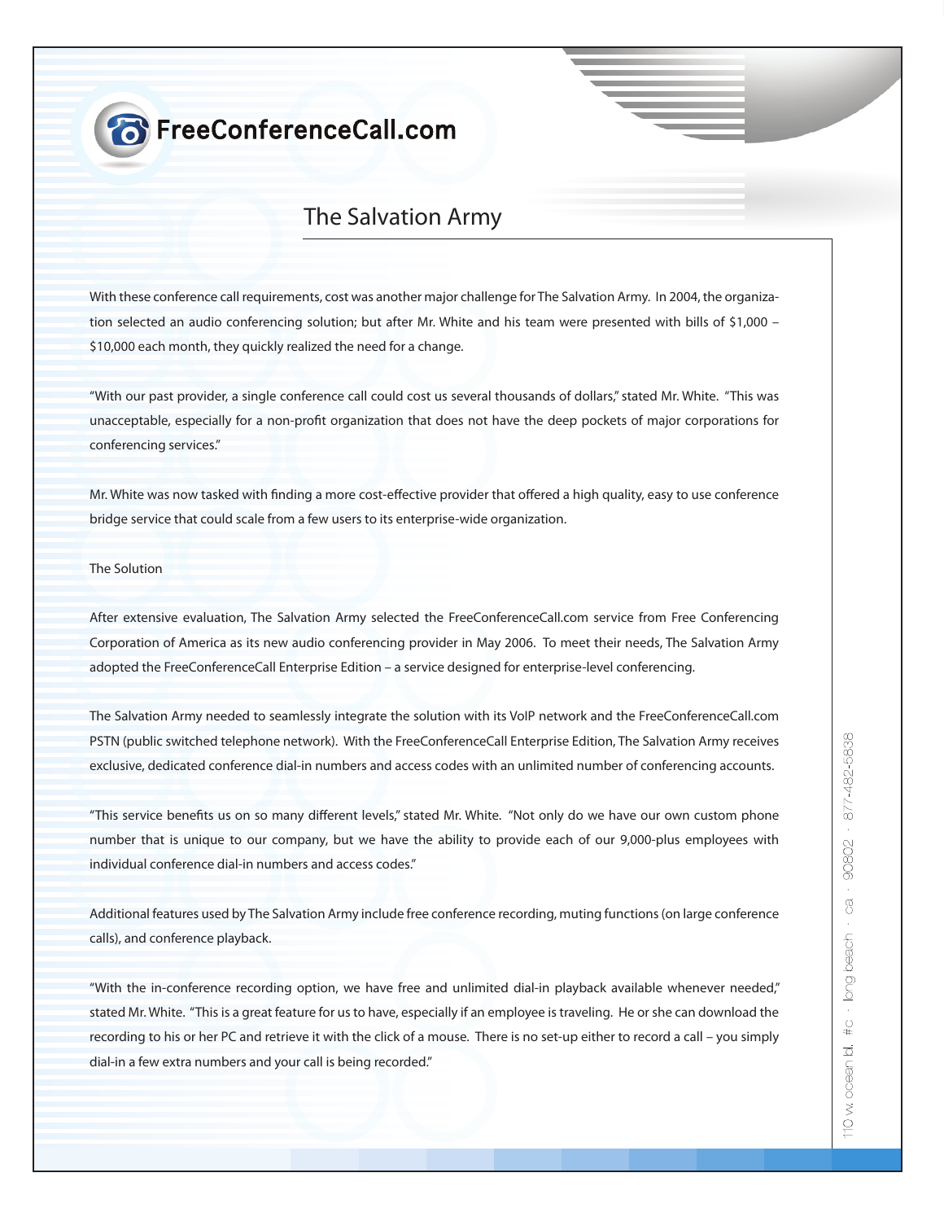# The Salvation Army

With these conference call requirements, cost was another major challenge for The Salvation Army. In 2004, the organization selected an audio conferencing solution; but after Mr. White and his team were presented with bills of $1,000 – $10,000 each month, they quickly realized the need for a change.

"With our past provider, a single conference call could cost us several thousands of dollars," stated Mr. White. "This was unacceptable, especially for a non-profit organization that does not have the deep pockets of major corporations for conferencing services."

Mr. White was now tasked with finding a more cost-effective provider that offered a high quality, easy to use conference bridge service that could scale from a few users to its enterprise-wide organization.

## The Solution

After extensive evaluation, The Salvation Army selected the FreeConferenceCall.com service from Free Conferencing Corporation of America as its new audio conferencing provider in May 2006. To meet their needs, The Salvation Army adopted the FreeConferenceCall Enterprise Edition – a service designed for enterprise-level conferencing.

The Salvation Army needed to seamlessly integrate the solution with its VoIP network and the FreeConferenceCall.com PSTN (public switched telephone network). With the FreeConferenceCall Enterprise Edition, The Salvation Army receives exclusive, dedicated conference dial-in numbers and access codes with an unlimited number of conferencing accounts.

"This service benefits us on so many different levels," stated Mr. White. "Not only do we have our own custom phone number that is unique to our company, but we have the ability to provide each of our 9,000-plus employees with individual conference dial-in numbers and access codes."

Additional features used by The Salvation Army include free conference recording, muting functions (on large conference calls), and conference playback.

"With the in-conference recording option, we have free and unlimited dial-in playback available whenever needed," stated Mr. White. "This is a great feature for us to have, especially if an employee is traveling. He or she can download the recording to his or her PC and retrieve it with the click of a mouse. There is no set-up either to record a call – you simply dial-in a few extra numbers and your call is being recorded."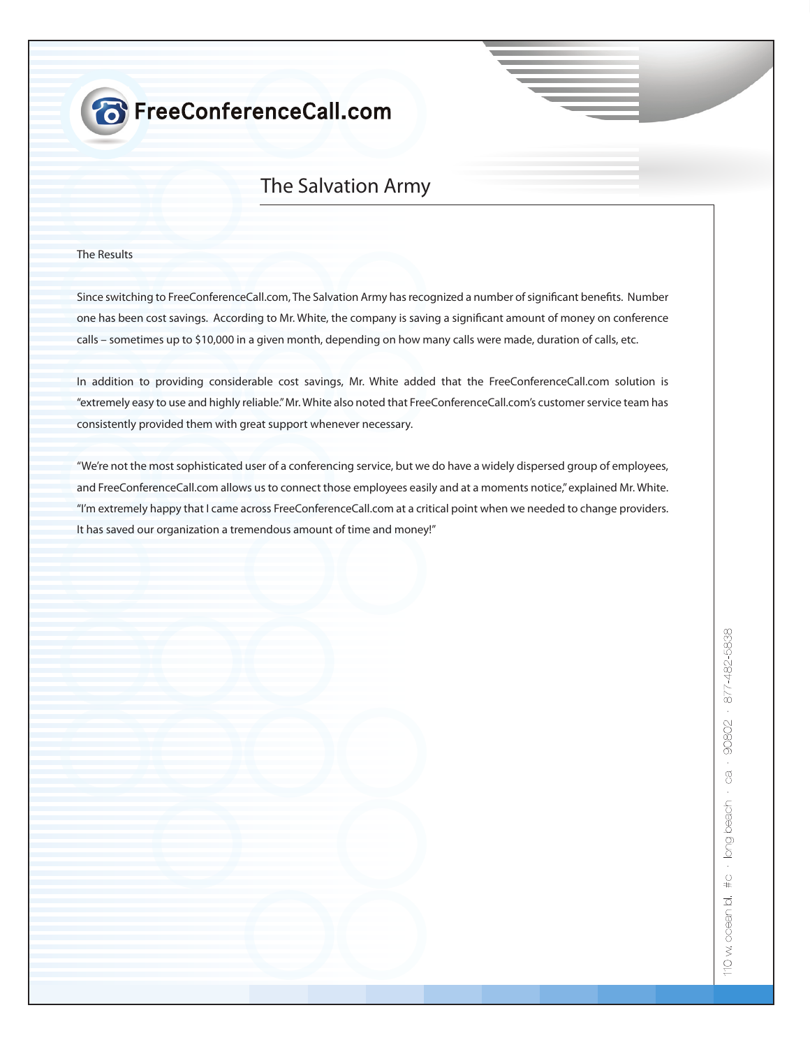# FreeConferenceCall.com

## The Salvation Army

### The Results

Since switching to FreeConferenceCall.com, The Salvation Army has recognized a number of significant benefits. Number one has been cost savings. According to Mr. White, the company is saving a significant amount of money on conference calls – sometimes up to $10,000 in a given month, depending on how many calls were made, duration of calls, etc.

In addition to providing considerable cost savings, Mr. White added that the FreeConferenceCall.com solution is "extremely easy to use and highly reliable." Mr. White also noted that FreeConferenceCall.com's customer service team has consistently provided them with great support whenever necessary.

"We're not the most sophisticated user of a conferencing service, but we do have a widely dispersed group of employees, and FreeConferenceCall.com allows us to connect those employees easily and at a moments notice," explained Mr. White. "I'm extremely happy that I came across FreeConferenceCall.com at a critical point when we needed to change providers. It has saved our organization a tremendous amount of time and money!"

110 w. ocean bl. #c · long beach · ca · 90802 · 877-482-5838